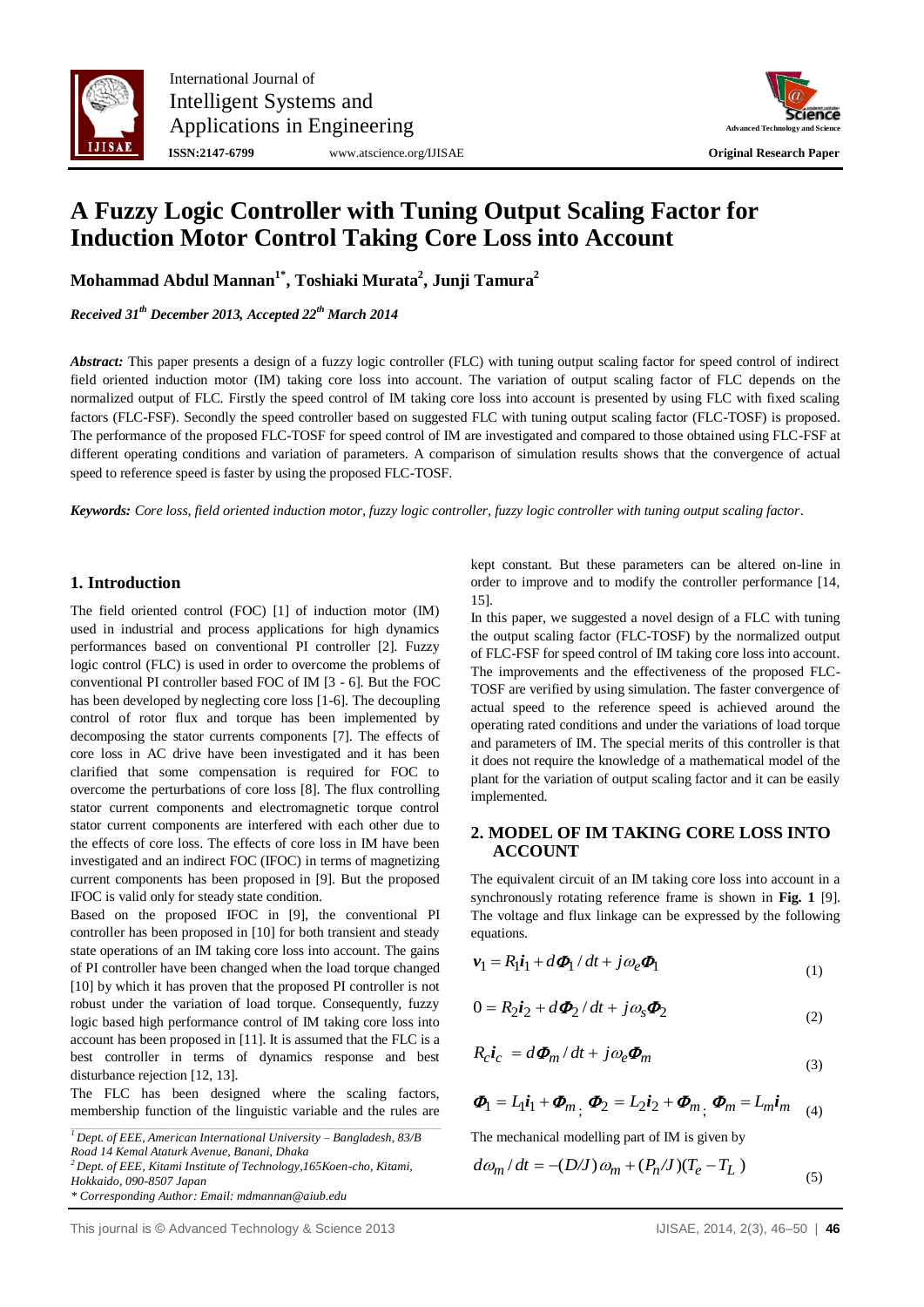# A Fuzzy Logic Controller with Tuning Output Scaling Factor for Induction Motor Control Taking Core Loss into Account

**Mohammad Abdul Mannan[1*], Toshiaki Murata[2], Junji Tamura[2]**

***Received 31st December 2013, Accepted 22nd March 2014***

***Abstract:*** This paper presents a design of a fuzzy logic controller (FLC) with tuning output scaling factor for speed control of indirect field oriented induction motor (IM) taking core loss into account. The variation of output scaling factor of FLC depends on the normalized output of FLC. Firstly the speed control of IM taking core loss into account is presented by using FLC with fixed scaling factors (FLC-FSF). Secondly the speed controller based on suggested FLC with tuning output scaling factor (FLC-TOSF) is proposed. The performance of the proposed FLC-TOSF for speed control of IM are investigated and compared to those obtained using FLC-FSF at different operating conditions and variation of parameters. A comparison of simulation results shows that the convergence of actual speed to reference speed is faster by using the proposed FLC-TOSF.

***Keywords:*** *Core loss, field oriented induction motor, fuzzy logic controller, fuzzy logic controller with tuning output scaling factor*.

## 1. Introduction

The field oriented control (FOC) [1] of induction motor (IM) used in industrial and process applications for high dynamics performances based on conventional PI controller [2]. Fuzzy logic control (FLC) is used in order to overcome the problems of conventional PI controller based FOC of IM [3 - 6]. But the FOC has been developed by neglecting core loss [1-6]. The decoupling control of rotor flux and torque has been implemented by decomposing the stator currents components [7]. The effects of core loss in AC drive have been investigated and it has been clarified that some compensation is required for FOC to overcome the perturbations of core loss [8]. The flux controlling stator current components and electromagnetic torque control stator current components are interfered with each other due to the effects of core loss. The effects of core loss in IM have been investigated and an indirect FOC (IFOC) in terms of magnetizing current components has been proposed in [9]. But the proposed IFOC is valid only for steady state condition.

Based on the proposed IFOC in [9], the conventional PI controller has been proposed in [10] for both transient and steady state operations of an IM taking core loss into account. The gains of PI controller have been changed when the load torque changed [10] by which it has proven that the proposed PI controller is not robust under the variation of load torque. Consequently, fuzzy logic based high performance control of IM taking core loss into account has been proposed in [11]. It is assumed that the FLC is a best controller in terms of dynamics response and best disturbance rejection [12, 13].

The FLC has been designed where the scaling factors, membership function of the linguistic variable and the rules are kept constant. But these parameters can be altered on-line in order to improve and to modify the controller performance [14, 15].

In this paper, we suggested a novel design of a FLC with tuning the output scaling factor (FLC-TOSF) by the normalized output of FLC-FSF for speed control of IM taking core loss into account. The improvements and the effectiveness of the proposed FLC-TOSF are verified by using simulation. The faster convergence of actual speed to the reference speed is achieved around the operating rated conditions and under the variations of load torque and parameters of IM. The special merits of this controller is that it does not require the knowledge of a mathematical model of the plant for the variation of output scaling factor and it can be easily implemented.

## 2. MODEL OF IM TAKING CORE LOSS INTO ACCOUNT

The equivalent circuit of an IM taking core loss into account in a synchronously rotating reference frame is shown in **Fig. 1** [9]. The voltage and flux linkage can be expressed by the following equations.

$$\boldsymbol{v}_1 = R_1\boldsymbol{i}_1 + d\boldsymbol{\Phi}_1/dt + j\omega_e\boldsymbol{\Phi}_1 \tag{1}$$

$$0 = R_2\boldsymbol{i}_2 + d\boldsymbol{\Phi}_2/dt + j\omega_s\boldsymbol{\Phi}_2 \tag{2}$$

$$R_c\boldsymbol{i}_c = d\boldsymbol{\Phi}_m/dt + j\omega_e\boldsymbol{\Phi}_m \tag{3}$$

$$\boldsymbol{\Phi}_1 = L_1\boldsymbol{i}_1 + \boldsymbol{\Phi}_m\,;\ \boldsymbol{\Phi}_2 = L_2\boldsymbol{i}_2 + \boldsymbol{\Phi}_m\,;\ \boldsymbol{\Phi}_m = L_m\boldsymbol{i}_m \tag{4}$$

The mechanical modelling part of IM is given by

$$d\omega_m/dt = -(D/J)\,\omega_m + (P_n/J)(T_e - T_L) \tag{5}$$

---

[1] *Dept. of EEE, American International University – Bangladesh, 83/B Road 14 Kemal Ataturk Avenue, Banani, Dhaka*

[2] *Dept. of EEE, Kitami Institute of Technology,165Koen-cho, Kitami, Hokkaido, 090-8507 Japan*

\* *Corresponding Author: Email: mdmannan@aiub.edu*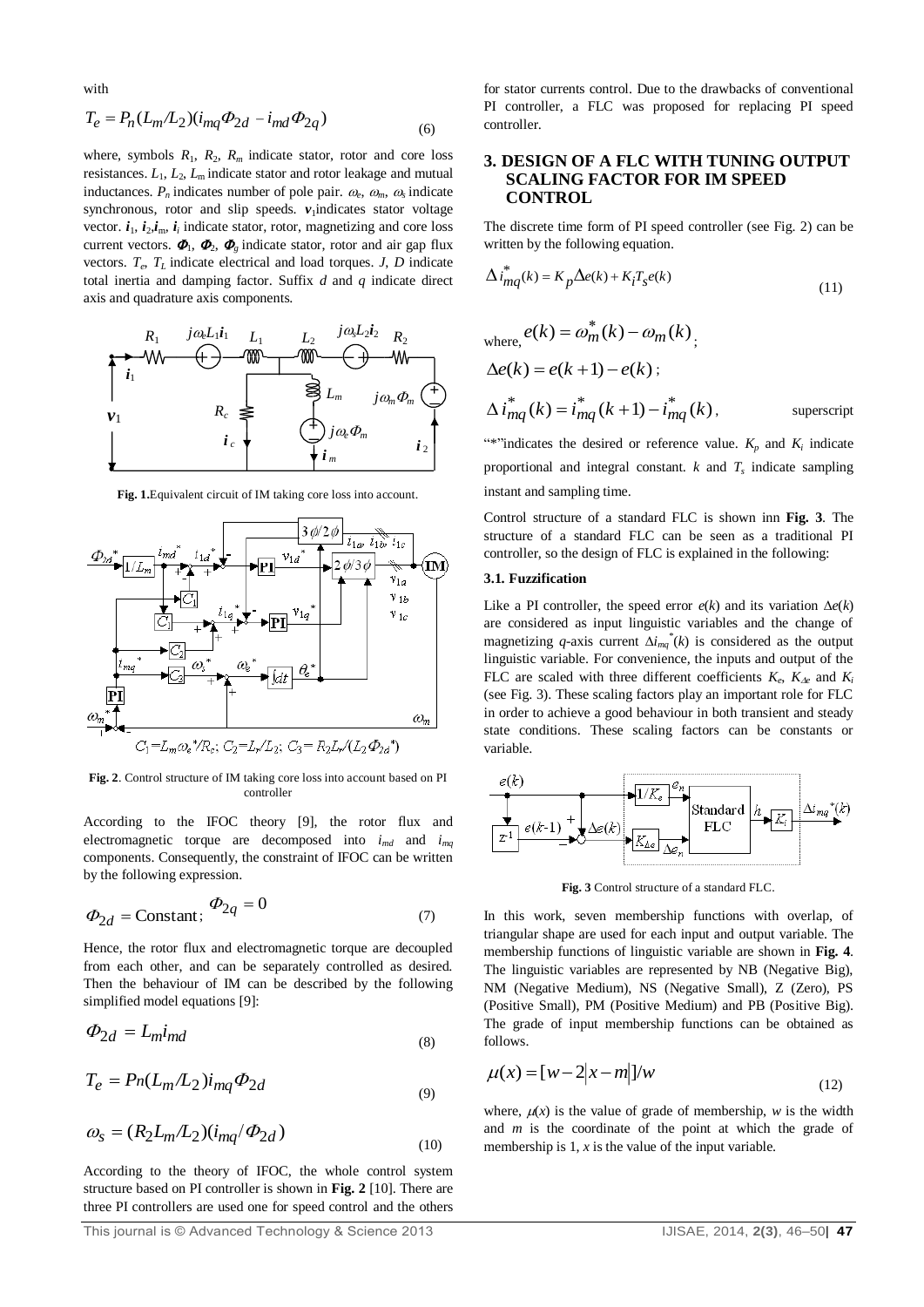with

$$T_e = P_n(L_m/L_2)(i_{mq}\Phi_{2d} - i_{md}\Phi_{2q}) \tag{6}$$

where, symbols $R_1$, $R_2$, $R_m$ indicate stator, rotor and core loss resistances. $L_1$, $L_2$, $L_m$ indicate stator and rotor leakage and mutual inductances. $P_n$ indicates number of pole pair. $\omega_e$, $\omega_m$, $\omega_s$ indicate synchronous, rotor and slip speeds. $\boldsymbol{v}_1$ indicates stator voltage vector. $\boldsymbol{i}_1$, $\boldsymbol{i}_2$, $\boldsymbol{i}_m$, $\boldsymbol{i}_i$ indicate stator, rotor, magnetizing and core loss current vectors. $\boldsymbol{\Phi}_1$, $\boldsymbol{\Phi}_2$, $\boldsymbol{\Phi}_g$ indicate stator, rotor and air gap flux vectors. $T_e$, $T_L$ indicate electrical and load torques. $J$, $D$ indicate total inertia and damping factor. Suffix $d$ and $q$ indicate direct axis and quadrature axis components.

**Fig. 1.** Equivalent circuit of IM taking core loss into account.

**Fig. 2**. Control structure of IM taking core loss into account based on PI controller

According to the IFOC theory [9], the rotor flux and electromagnetic torque are decomposed into $i_{md}$ and $i_{mq}$ components. Consequently, the constraint of IFOC can be written by the following expression.

$$\Phi_{2d} = \text{Constant}; \quad \Phi_{2q} = 0 \tag{7}$$

Hence, the rotor flux and electromagnetic torque are decoupled from each other, and can be separately controlled as desired. Then the behaviour of IM can be described by the following simplified model equations [9]:

$$\Phi_{2d} = L_m i_{md} \tag{8}$$

$$T_e = Pn(L_m/L_2)i_{mq}\Phi_{2d} \tag{9}$$

$$\omega_s = (R_2L_m/L_2)(i_{mq}/\Phi_{2d}) \tag{10}$$

According to the theory of IFOC, the whole control system structure based on PI controller is shown in **Fig. 2** [10]. There are three PI controllers are used one for speed control and the others for stator currents control. Due to the drawbacks of conventional PI controller, a FLC was proposed for replacing PI speed controller.

## 3. DESIGN OF A FLC WITH TUNING OUTPUT SCALING FACTOR FOR IM SPEED CONTROL

The discrete time form of PI speed controller (see Fig. 2) can be written by the following equation.

$$\Delta i^*_{mq}(k) = K_p\Delta e(k) + K_i T_s e(k) \tag{11}$$

where, $e(k) = \omega^*_m(k) - \omega_m(k)$;

$\Delta e(k) = e(k+1) - e(k)$;

$\Delta i^*_{mq}(k) = i^*_{mq}(k+1) - i^*_{mq}(k)$, superscript

"*"indicates the desired or reference value. $K_p$ and $K_i$ indicate proportional and integral constant. $k$ and $T_s$ indicate sampling instant and sampling time.

Control structure of a standard FLC is shown inn **Fig. 3**. The structure of a standard FLC can be seen as a traditional PI controller, so the design of FLC is explained in the following:

### 3.1. Fuzzification

Like a PI controller, the speed error $e(k)$ and its variation $\Delta e(k)$ are considered as input linguistic variables and the change of magnetizing $q$-axis current $\Delta i_{mq}^*(k)$ is considered as the output linguistic variable. For convenience, the inputs and output of the FLC are scaled with three different coefficients $K_e$, $K_{\Delta e}$ and $K_i$ (see Fig. 3). These scaling factors play an important role for FLC in order to achieve a good behaviour in both transient and steady state conditions. These scaling factors can be constants or variable.

**Fig. 3** Control structure of a standard FLC.

In this work, seven membership functions with overlap, of triangular shape are used for each input and output variable. The membership functions of linguistic variable are shown in **Fig. 4**. The linguistic variables are represented by NB (Negative Big), NM (Negative Medium), NS (Negative Small), Z (Zero), PS (Positive Small), PM (Positive Medium) and PB (Positive Big). The grade of input membership functions can be obtained as follows.

$$\mu(x) = [w - 2|x - m|]/w \tag{12}$$

where, $\mu(x)$ is the value of grade of membership, $w$ is the width and $m$ is the coordinate of the point at which the grade of membership is 1, $x$ is the value of the input variable.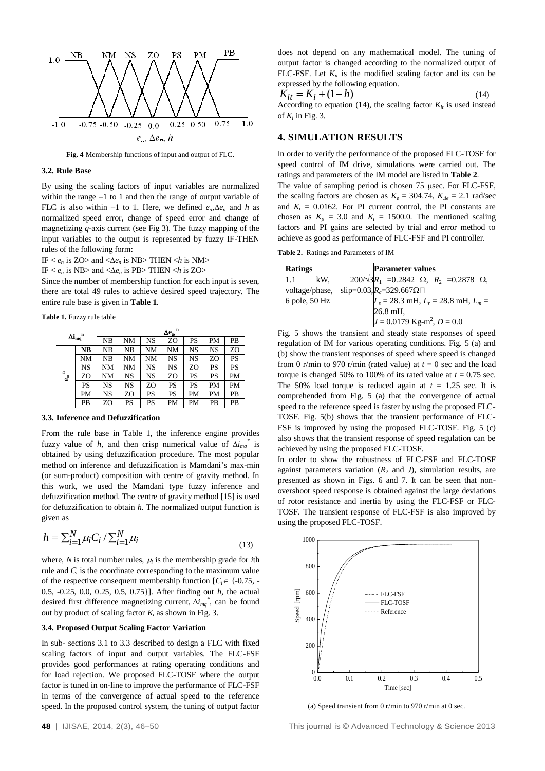Fig. 4 Membership functions of input and output of FLC.

### 3.2. Rule Base

By using the scaling factors of input variables are normalized within the range –1 to 1 and then the range of output variable of FLC is also within –1 to 1. Here, we defined $e_n$,$\Delta e_n$ and $h$ as normalized speed error, change of speed error and change of magnetizing $q$-axis current (see Fig 3). The fuzzy mapping of the input variables to the output is represented by fuzzy IF-THEN rules of the following form:

IF < $e_n$ is ZO> and <$\Delta e_n$ is NB> THEN <$h$ is NM>

IF < $e_n$ is NB> and <$\Delta e_n$ is PB> THEN <$h$ is ZO>

Since the number of membership function for each input is seven, there are total 49 rules to achieve desired speed trajectory. The entire rule base is given in **Table 1**.

**Table 1.** Fuzzy rule table

| $\Delta i_{mq}^{n}$ | | $\Delta e_{\omega}^{n}$ | | | | | | |
|---|---|---|---|---|---|---|---|---|
| | | NB | NM | NS | ZO | PS | PM | PB |
| $e_{\omega}^{n}$ | **NB** | NB | NB | NM | NM | NS | NS | ZO |
| | NM | NB | NM | NM | NS | NS | ZO | PS |
| | NS | NM | NM | NS | NS | ZO | PS | PS |
| | ZO | NM | NS | NS | ZO | PS | PS | PM |
| | PS | NS | NS | ZO | PS | PS | PM | PM |
| | PM | NS | ZO | PS | PS | PM | PM | PB |
| | PB | ZO | PS | PS | PM | PM | PB | PB |

### 3.3. Inference and Defuzzification

From the rule base in Table 1, the inference engine provides fuzzy value of $h$, and then crisp numerical value of $\Delta i_{mq}^{*}$ is obtained by using defuzzification procedure. The most popular method on inference and defuzzification is Mamdani's max-min (or sum-product) composition with centre of gravity method. In this work, we used the Mamdani type fuzzy inference and defuzzification method. The centre of gravity method [15] is used for defuzzification to obtain $h$. The normalized output function is given as

$$h = \sum_{i=1}^{N} \mu_i C_i / \sum_{i=1}^{N} \mu_i \tag{13}$$

where, $N$ is total number rules, $\mu_i$ is the membership grade for $i$th rule and $C_i$ is the coordinate corresponding to the maximum value of the respective consequent membership function [$C_i \in$ {-0.75, -0.5, -0.25, 0.0, 0.25, 0.5, 0.75}]. After finding out $h$, the actual desired first difference magnetizing current, $\Delta i_{mq}^{*}$, can be found out by product of scaling factor $K_i$ as shown in Fig. 3.

### 3.4. Proposed Output Scaling Factor Variation

In sub- sections 3.1 to 3.3 described to design a FLC with fixed scaling factors of input and output variables. The FLC-FSF provides good performances at rating operating conditions and for load rejection. We proposed FLC-TOSF where the output factor is tuned in on-line to improve the performance of FLC-FSF in terms of the convergence of actual speed to the reference speed. In the proposed control system, the tuning of output factor does not depend on any mathematical model. The tuning of output factor is changed according to the normalized output of FLC-FSF. Let $K_{it}$ is the modified scaling factor and its can be expressed by the following equation.

$$K_{it} = K_i + (1 - h) \tag{14}$$

According to equation (14), the scaling factor $K_{it}$ is used instead of $K_i$ in Fig. 3.

## 4. SIMULATION RESULTS

In order to verify the performance of the proposed FLC-TOSF for speed control of IM drive, simulations were carried out. The ratings and parameters of the IM model are listed in **Table 2**.

The value of sampling period is chosen 75 μsec. For FLC-FSF, the scaling factors are chosen as $K_e$ = 304.74, $K_{\Delta e}$ = 2.1 rad/sec and $K_i$ = 0.0162. For PI current control, the PI constants are chosen as $K_p$ = 3.0 and $K_i$ = 1500.0. The mentioned scaling factors and PI gains are selected by trial and error method to achieve as good as performance of FLC-FSF and PI controller.

**Table 2.** Ratings and Parameters of IM

| Ratings | Parameter values |
|---|---|
| 1.1 kW, 200/√3 voltage/phase, slip=0.03, 6 pole, 50 Hz | $R_1$ =0.2842 Ω, $R_2$ =0.2878 Ω, $R_c$=329.667Ω<br>$L_s$ = 28.3 mH, $L_r$ = 28.8 mH, $L_m$ = 26.8 mH,<br>$J$ = 0.0179 Kg-m$^2$, $D$ = 0.0 |

Fig. 5 shows the transient and steady state responses of speed regulation of IM for various operating conditions. Fig. 5 (a) and (b) show the transient responses of speed where speed is changed from 0 r/min to 970 r/min (rated value) at $t$ = 0 sec and the load torque is changed 50% to 100% of its rated value at $t$ = 0.75 sec. The 50% load torque is reduced again at $t$ = 1.25 sec. It is comprehended from Fig. 5 (a) that the convergence of actual speed to the reference speed is faster by using the proposed FLC-TOSF. Fig. 5(b) shows that the transient performance of FLC-FSF is improved by using the proposed FLC-TOSF. Fig. 5 (c) also shows that the transient response of speed regulation can be achieved by using the proposed FLC-TOSF.

In order to show the robustness of FLC-FSF and FLC-TOSF against parameters variation ($R_2$ and $J$), simulation results, are presented as shown in Figs. 6 and 7. It can be seen that non-overshoot speed response is obtained against the large deviations of rotor resistance and inertia by using the FLC-FSF or FLC-TOSF. The transient response of FLC-FSF is also improved by using the proposed FLC-TOSF.

(a) Speed transient from 0 r/min to 970 r/min at 0 sec.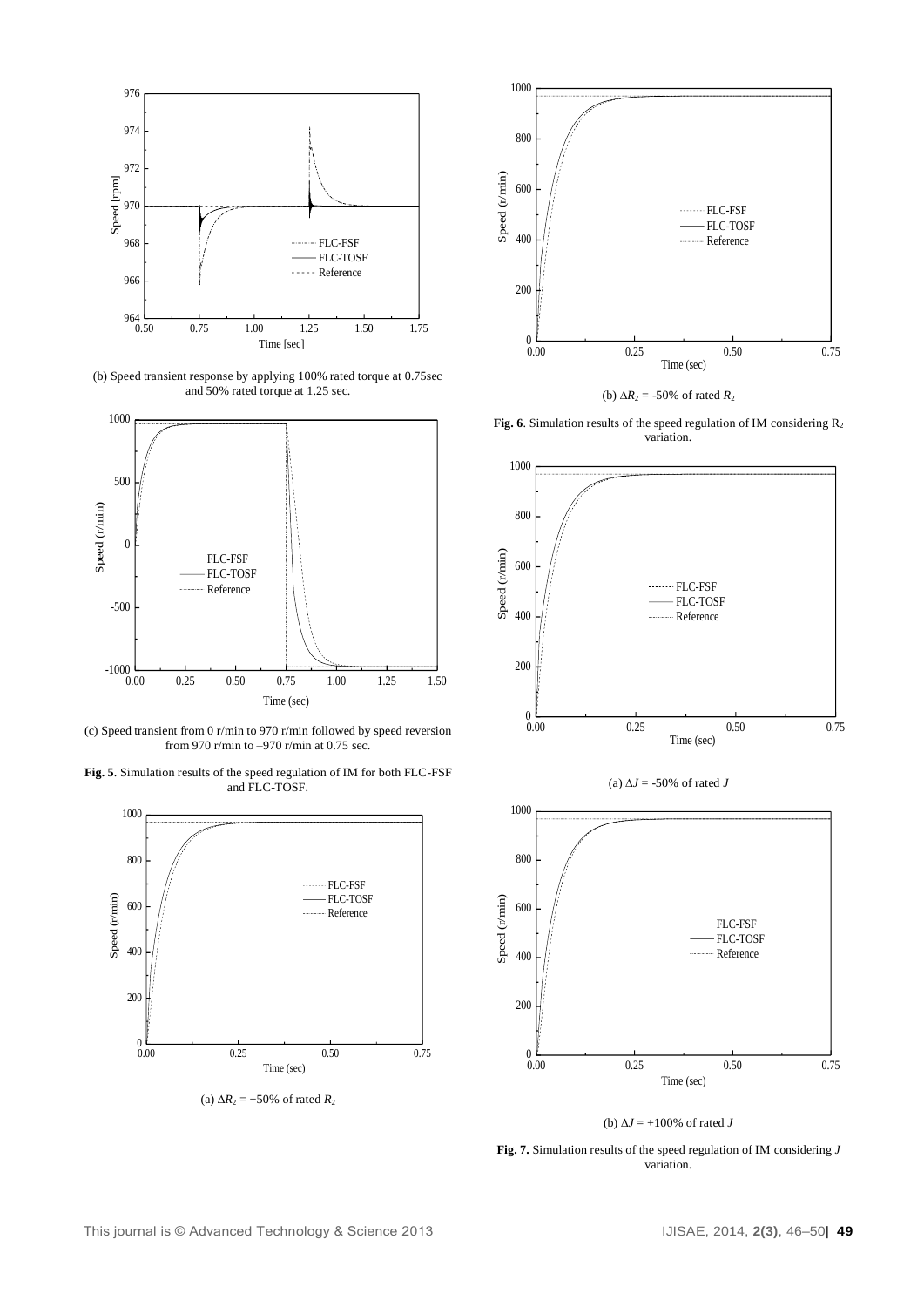(b) Speed transient response by applying 100% rated torque at 0.75sec and 50% rated torque at 1.25 sec.

(c) Speed transient from 0 r/min to 970 r/min followed by speed reversion from 970 r/min to –970 r/min at 0.75 sec.

**Fig. 5**. Simulation results of the speed regulation of IM for both FLC-FSF and FLC-TOSF.

(a) $\Delta R_2$ = +50% of rated $R_2$

(b) $\Delta R_2$ = -50% of rated $R_2$

**Fig. 6**. Simulation results of the speed regulation of IM considering $R_2$ variation.

(a) $\Delta J$ = -50% of rated $J$

(b) $\Delta J$ = +100% of rated $J$

**Fig. 7.** Simulation results of the speed regulation of IM considering $J$ variation.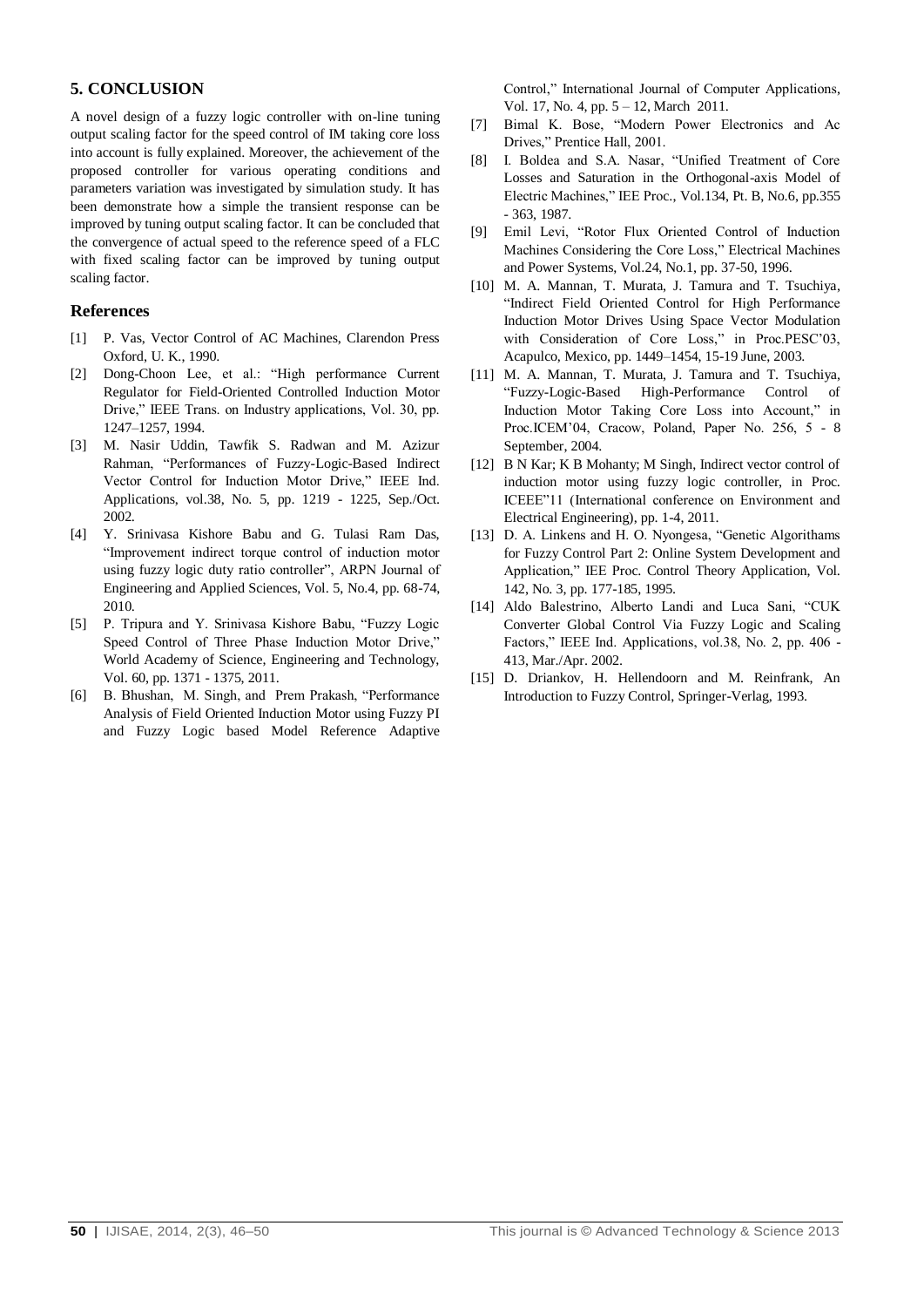## 5. CONCLUSION

A novel design of a fuzzy logic controller with on-line tuning output scaling factor for the speed control of IM taking core loss into account is fully explained. Moreover, the achievement of the proposed controller for various operating conditions and parameters variation was investigated by simulation study. It has been demonstrate how a simple the transient response can be improved by tuning output scaling factor. It can be concluded that the convergence of actual speed to the reference speed of a FLC with fixed scaling factor can be improved by tuning output scaling factor.

## References

[1] P. Vas, Vector Control of AC Machines, Clarendon Press Oxford, U. K., 1990.

[2] Dong-Choon Lee, et al.: "High performance Current Regulator for Field-Oriented Controlled Induction Motor Drive," IEEE Trans. on Industry applications, Vol. 30, pp. 1247–1257, 1994.

[3] M. Nasir Uddin, Tawfik S. Radwan and M. Azizur Rahman, "Performances of Fuzzy-Logic-Based Indirect Vector Control for Induction Motor Drive," IEEE Ind. Applications, vol.38, No. 5, pp. 1219 - 1225, Sep./Oct. 2002.

[4] Y. Srinivasa Kishore Babu and G. Tulasi Ram Das, "Improvement indirect torque control of induction motor using fuzzy logic duty ratio controller", ARPN Journal of Engineering and Applied Sciences, Vol. 5, No.4, pp. 68-74, 2010.

[5] P. Tripura and Y. Srinivasa Kishore Babu, "Fuzzy Logic Speed Control of Three Phase Induction Motor Drive," World Academy of Science, Engineering and Technology, Vol. 60, pp. 1371 - 1375, 2011.

[6] B. Bhushan, M. Singh, and Prem Prakash, "Performance Analysis of Field Oriented Induction Motor using Fuzzy PI and Fuzzy Logic based Model Reference Adaptive Control," International Journal of Computer Applications, Vol. 17, No. 4, pp. 5 – 12, March 2011.

[7] Bimal K. Bose, "Modern Power Electronics and Ac Drives," Prentice Hall, 2001.

[8] I. Boldea and S.A. Nasar, "Unified Treatment of Core Losses and Saturation in the Orthogonal-axis Model of Electric Machines," IEE Proc., Vol.134, Pt. B, No.6, pp.355 - 363, 1987.

[9] Emil Levi, "Rotor Flux Oriented Control of Induction Machines Considering the Core Loss," Electrical Machines and Power Systems, Vol.24, No.1, pp. 37-50, 1996.

[10] M. A. Mannan, T. Murata, J. Tamura and T. Tsuchiya, "Indirect Field Oriented Control for High Performance Induction Motor Drives Using Space Vector Modulation with Consideration of Core Loss," in Proc.PESC'03, Acapulco, Mexico, pp. 1449–1454, 15-19 June, 2003.

[11] M. A. Mannan, T. Murata, J. Tamura and T. Tsuchiya, "Fuzzy-Logic-Based High-Performance Control of Induction Motor Taking Core Loss into Account," in Proc.ICEM'04, Cracow, Poland, Paper No. 256, 5 - 8 September, 2004.

[12] B N Kar; K B Mohanty; M Singh, Indirect vector control of induction motor using fuzzy logic controller, in Proc. ICEEE"11 (International conference on Environment and Electrical Engineering), pp. 1-4, 2011.

[13] D. A. Linkens and H. O. Nyongesa, "Genetic Algorithams for Fuzzy Control Part 2: Online System Development and Application," IEE Proc. Control Theory Application, Vol. 142, No. 3, pp. 177-185, 1995.

[14] Aldo Balestrino, Alberto Landi and Luca Sani, "CUK Converter Global Control Via Fuzzy Logic and Scaling Factors," IEEE Ind. Applications, vol.38, No. 2, pp. 406 - 413, Mar./Apr. 2002.

[15] D. Driankov, H. Hellendoorn and M. Reinfrank, An Introduction to Fuzzy Control, Springer-Verlag, 1993.